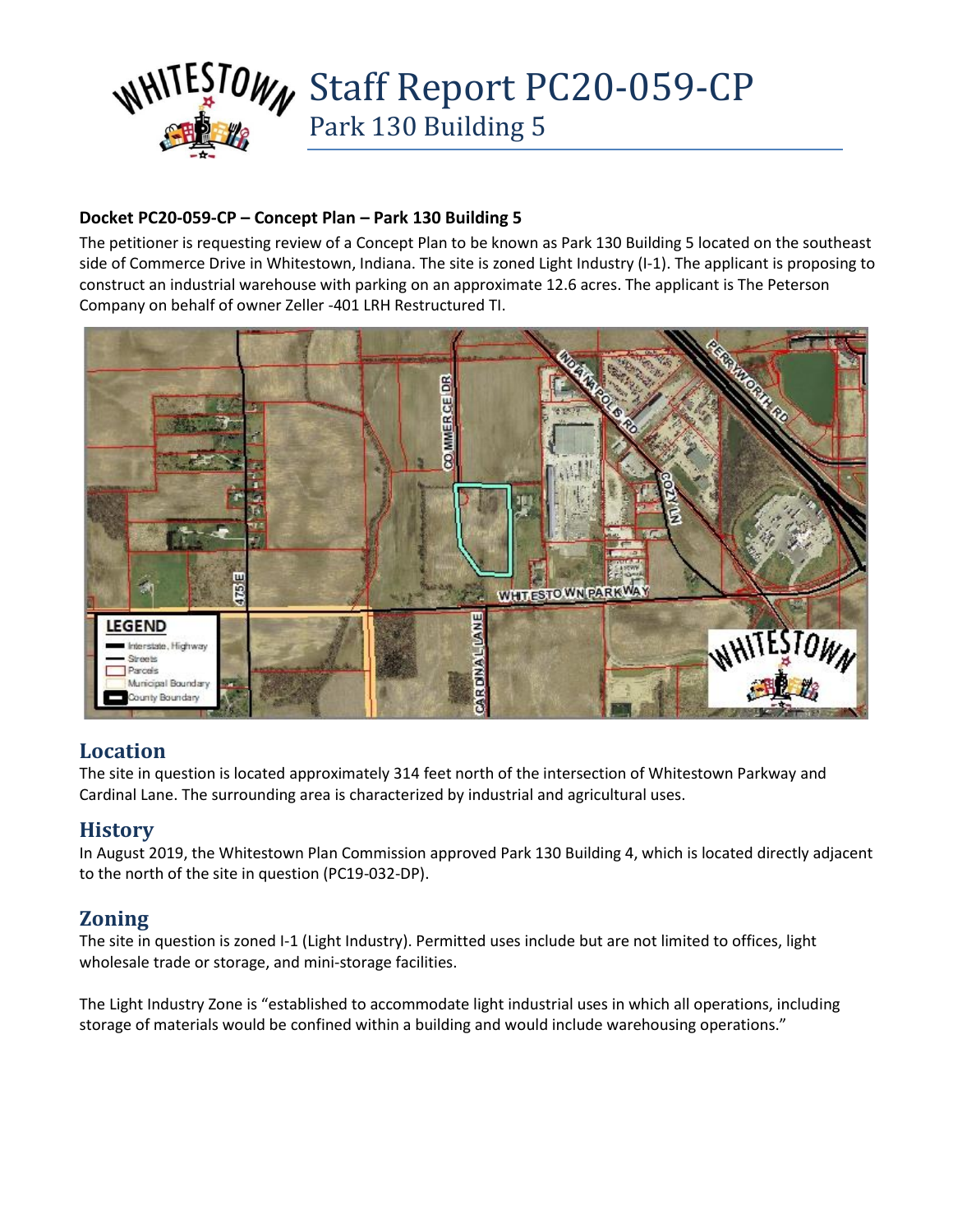# Staff Report PC20-059-CP

## Park 130 Building 5

**Docket PC20-059-CP – Concept Plan – Park 130 Building 5**

The petitioner is requesting review of a Concept Plan to be known as Park 130 Building 5 located on the southeast side of Commerce Drive in Whitestown, Indiana. The site is zoned Light Industry (I-1). The applicant is proposing to construct an industrial warehouse with parking on an approximate 12.6 acres. The applicant is The Peterson Company on behalf of owner Zeller -401 LRH Restructured TI.

## Location

The site in question is located approximately 314 feet north of the intersection of Whitestown Parkway and Cardinal Lane. The surrounding area is characterized by industrial and agricultural uses.

## History

In August 2019, the Whitestown Plan Commission approved Park 130 Building 4, which is located directly adjacent to the north of the site in question (PC19-032-DP).

## Zoning

The site in question is zoned I-1 (Light Industry). Permitted uses include but are not limited to offices, light wholesale trade or storage, and mini-storage facilities.

The Light Industry Zone is "established to accommodate light industrial uses in which all operations, including storage of materials would be confined within a building and would include warehousing operations."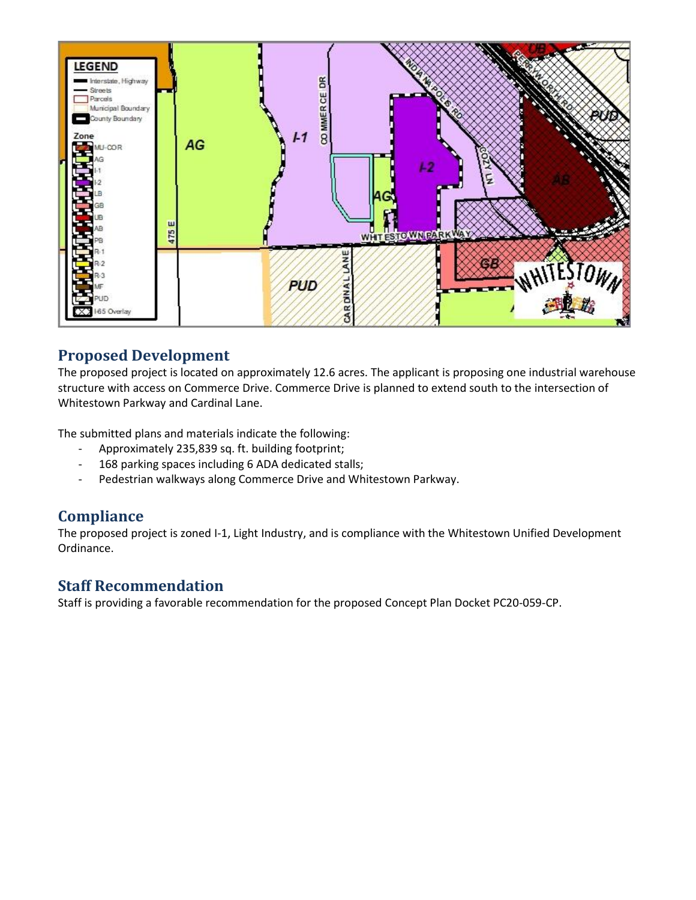## Proposed Development

The proposed project is located on approximately 12.6 acres. The applicant is proposing one industrial warehouse structure with access on Commerce Drive. Commerce Drive is planned to extend south to the intersection of Whitestown Parkway and Cardinal Lane.

The submitted plans and materials indicate the following:

- Approximately 235,839 sq. ft. building footprint;
- 168 parking spaces including 6 ADA dedicated stalls;
- Pedestrian walkways along Commerce Drive and Whitestown Parkway.

## Compliance

The proposed project is zoned I-1, Light Industry, and is compliance with the Whitestown Unified Development Ordinance.

## Staff Recommendation

Staff is providing a favorable recommendation for the proposed Concept Plan Docket PC20-059-CP.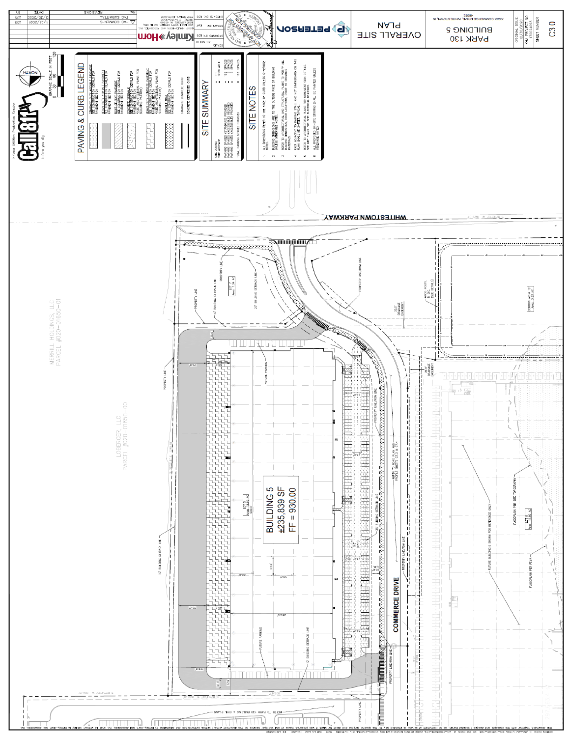# PARK 130

## BUILDING 5

XXXX COMMERCE DRIVE, WHITESTOWN, IN 46052

## OVERALL SITE PLAN

ORIGINAL ISSUE: 12/30/2020
KHA PROJECT NO. 170024023
SHEET NUMBER C3.0

PETERSON

Kimley»Horn

| No. | REVISIONS | DATE | BY |
| --- | --- | --- | --- |
| | TAC SUBMITTAL | 12/30/2020 | LDS |
| | TAC COMMENTS | 1/21/2021 | LDS |

DESIGNED BY: LDS
DRAWN BY: EWF
CHECKED BY: LDS
SCALE: AS NOTED

NOT APPROVED FOR CONSTRUCTION

Call 811 before you dig — Indiana Utilities Protection Service

NORTH

GRAPHIC SCALE IN FEET: 0 30 60 120

## PAVING & CURB LEGEND

- STANDARD DUTY ASPHALT PAVEMENT — SEE CONSTRUCTION DETAILS FOR PAVEMENT SECTION
- HEAVY DUTY ASPHALT PAVEMENT — SEE CONSTRUCTION DETAILS FOR PAVEMENT SECTION
- RIGHT OF WAY PAVEMENT — SEE CONSTRUCTION DETAILS FOR PAVEMENT SECTION
- CONCRETE SIDEWALK — SEE CONSTRUCTION DETAILS FOR PAVEMENT SECTION; SEE ARCHITECTURAL PLANS FOR SCORING PATTERN
- HEAVY DUTY CONCRETE PAVEMENT — SEE CONSTRUCTION DETAILS FOR PAVEMENT SECTION; SEE ARCHITECTURAL PLANS FOR SCORING PATTERN
- ASPHALT TRAIL — SEE CONSTRUCTION DETAILS FOR PAVEMENT SECTION
- STANDARD CONCRETE CURB
- CONCRETE DEPRESSED CURB

## SITE SUMMARY

| | |
| --- | --- |
| SITE ZONING | I-1 |
| SITE ACREAGE | 12.55 AC± |
| PARKING SPACES (STANDARD) PROVIDED | 162 SPACES |
| PARKING SPACES (ACCESSIBLE) PROVIDED | 6 SPACES |
| PARKING SPACES (ACCESSIBLE) PROVIDED | 0 SPACES |
| TOTAL PARKING SPACES PROVIDED | 168 SPACES |

## SITE NOTES

1. ALL DIMENSIONS REFER TO THE FACE OF CURB UNLESS OTHERWISE NOTED.
2. BUILDING DIMENSIONS ARE TO THE OUTSIDE FACE OF BUILDING UNLESS OTHERWISE NOTED.
3. REFER TO ARCHITECTURAL AND STRUCTURAL PLANS TO VERIFY ALL BUILDING DIMENSIONS, DOOR LOCATIONS, PRIOR TO ORDERING MATERIALS.
4. RADII ADJACENT TO PARKING STALL AND NOT DIMENSIONED ON THIS PLAN SHALL BE 3-FEET, TYPICAL.
5. REFER TO ARCHITECTURAL PLANS FOR MONUMENT SIGN DETAILS. SEE MEP PLANS FOR SITE ELECTRICAL DRAWINGS.
6. ALL PROPOSED ON-SITE STRIPING SHALL BE PAINTED UNLESS OTHERWISE NOTED.

WHITESTOWN PARKWAY

COMMERCE DRIVE

MERRILL HOLDINGS, LLC PARCEL #020-01650-01

LOBERGER, LLC PARCEL #020-01650-00

BUILDING 5
±235,839 SF
FF = 930.00

PROPERTY LINE
PROPERTY LINE/ROW LINE
10' BUILDING SETBACK LINE
20' BUILDING SETBACK LINE
15' BUILDING SETBACK LINE
FUTURE PARKING
30.0' DRAINAGE EASEMENT
COMMON AREA "G"
REFER TO TRAFFIC PLAN AND PROFILE SHEETS
FUTURE BUILDING 6 SHOWN FOR REFERENCE ONLY
FLOODPLAIN PER SITE TOPOGRAPHY
FLOODPLAIN PER FEMA
REFER TO PARK 130 BUILDING 4 CIVIL PLANS